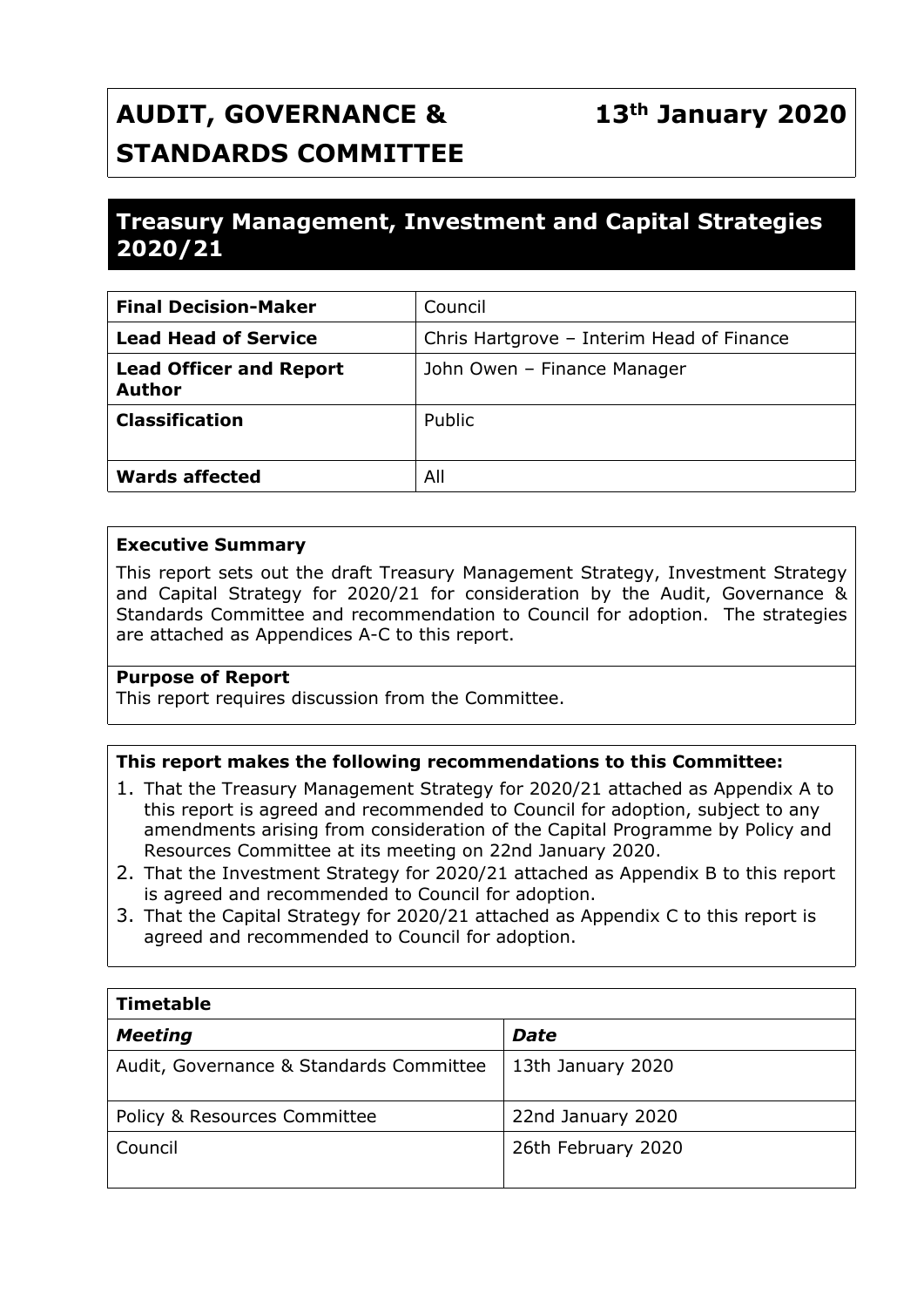# AUDIT, GOVERNANCE & STANDARDS COMMITTEE

**13th January 2020**

## Treasury Management, Investment and Capital Strategies 2020/21

| **Final Decision-Maker** | Council |
|---|---|
| **Lead Head of Service** | Chris Hartgrove – Interim Head of Finance |
| **Lead Officer and Report Author** | John Owen – Finance Manager |
| **Classification** | Public |
| **Wards affected** | All |

**Executive Summary**

This report sets out the draft Treasury Management Strategy, Investment Strategy and Capital Strategy for 2020/21 for consideration by the Audit, Governance & Standards Committee and recommendation to Council for adoption. The strategies are attached as Appendices A-C to this report.

**Purpose of Report**

This report requires discussion from the Committee.

**This report makes the following recommendations to this Committee:**

1. That the Treasury Management Strategy for 2020/21 attached as Appendix A to this report is agreed and recommended to Council for adoption, subject to any amendments arising from consideration of the Capital Programme by Policy and Resources Committee at its meeting on 22nd January 2020.
2. That the Investment Strategy for 2020/21 attached as Appendix B to this report is agreed and recommended to Council for adoption.
3. That the Capital Strategy for 2020/21 attached as Appendix C to this report is agreed and recommended to Council for adoption.

| **Timetable** | |
|---|---|
| ***Meeting*** | ***Date*** |
| Audit, Governance & Standards Committee | 13th January 2020 |
| Policy & Resources Committee | 22nd January 2020 |
| Council | 26th February 2020 |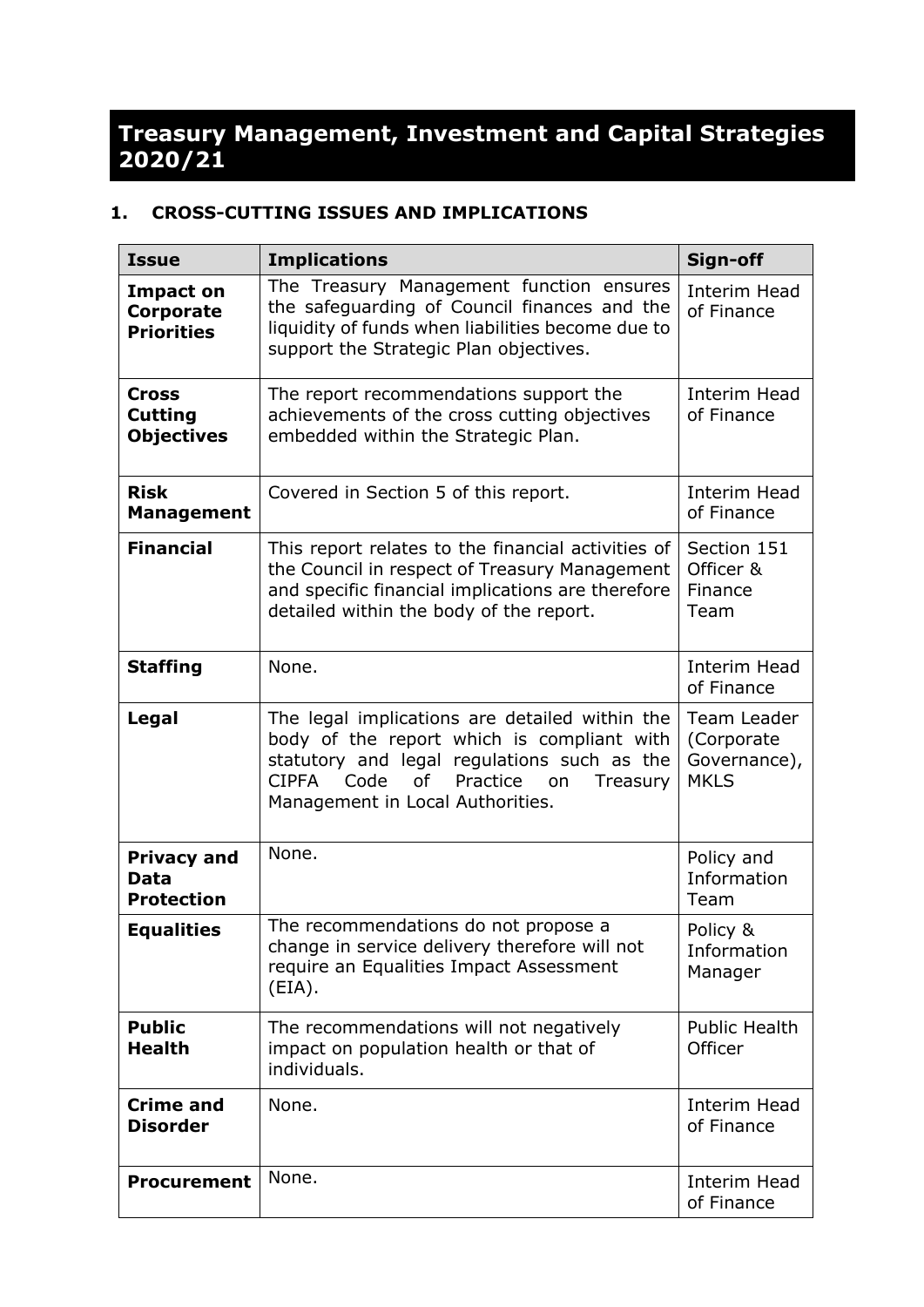# Treasury Management, Investment and Capital Strategies 2020/21

## 1. CROSS-CUTTING ISSUES AND IMPLICATIONS

| Issue | Implications | Sign-off |
|---|---|---|
| **Impact on Corporate Priorities** | The Treasury Management function ensures the safeguarding of Council finances and the liquidity of funds when liabilities become due to support the Strategic Plan objectives. | Interim Head of Finance |
| **Cross Cutting Objectives** | The report recommendations support the achievements of the cross cutting objectives embedded within the Strategic Plan. | Interim Head of Finance |
| **Risk Management** | Covered in Section 5 of this report. | Interim Head of Finance |
| **Financial** | This report relates to the financial activities of the Council in respect of Treasury Management and specific financial implications are therefore detailed within the body of the report. | Section 151 Officer & Finance Team |
| **Staffing** | None. | Interim Head of Finance |
| **Legal** | The legal implications are detailed within the body of the report which is compliant with statutory and legal regulations such as the CIPFA Code of Practice on Treasury Management in Local Authorities. | Team Leader (Corporate Governance), MKLS |
| **Privacy and Data Protection** | None. | Policy and Information Team |
| **Equalities** | The recommendations do not propose a change in service delivery therefore will not require an Equalities Impact Assessment (EIA). | Policy & Information Manager |
| **Public Health** | The recommendations will not negatively impact on population health or that of individuals. | Public Health Officer |
| **Crime and Disorder** | None. | Interim Head of Finance |
| **Procurement** | None. | Interim Head of Finance |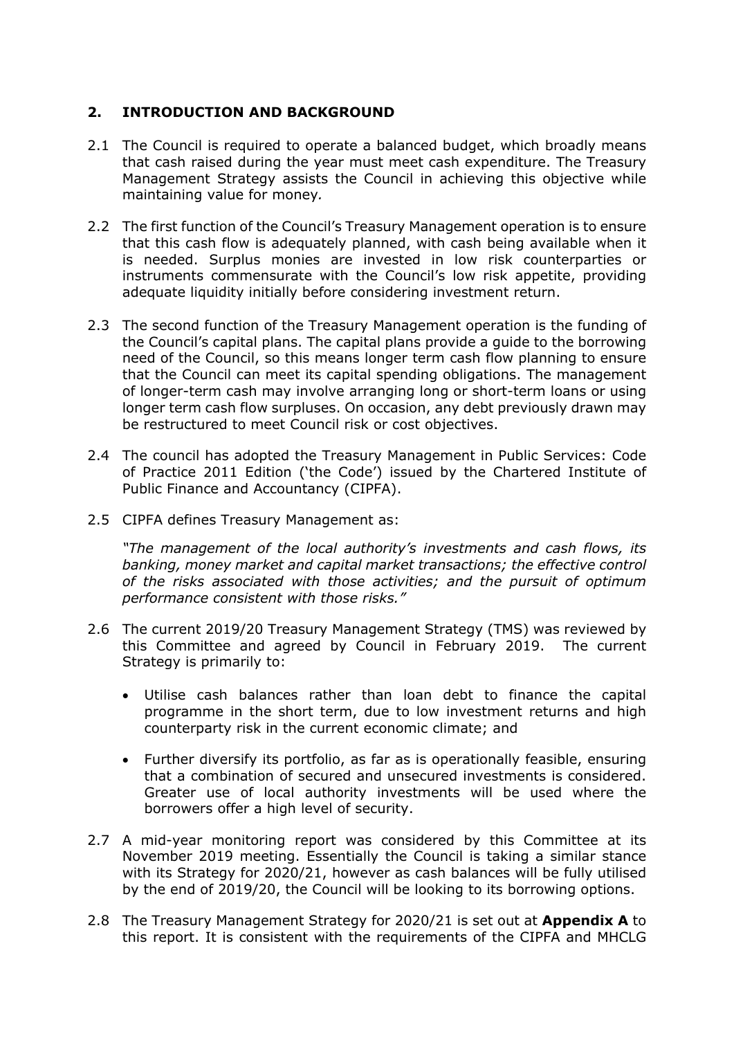## 2. INTRODUCTION AND BACKGROUND

2.1 The Council is required to operate a balanced budget, which broadly means that cash raised during the year must meet cash expenditure. The Treasury Management Strategy assists the Council in achieving this objective while maintaining value for money.

2.2 The first function of the Council's Treasury Management operation is to ensure that this cash flow is adequately planned, with cash being available when it is needed. Surplus monies are invested in low risk counterparties or instruments commensurate with the Council's low risk appetite, providing adequate liquidity initially before considering investment return.

2.3 The second function of the Treasury Management operation is the funding of the Council's capital plans. The capital plans provide a guide to the borrowing need of the Council, so this means longer term cash flow planning to ensure that the Council can meet its capital spending obligations. The management of longer-term cash may involve arranging long or short-term loans or using longer term cash flow surpluses. On occasion, any debt previously drawn may be restructured to meet Council risk or cost objectives.

2.4 The council has adopted the Treasury Management in Public Services: Code of Practice 2011 Edition ('the Code') issued by the Chartered Institute of Public Finance and Accountancy (CIPFA).

2.5 CIPFA defines Treasury Management as:

*"The management of the local authority's investments and cash flows, its banking, money market and capital market transactions; the effective control of the risks associated with those activities; and the pursuit of optimum performance consistent with those risks."*

2.6 The current 2019/20 Treasury Management Strategy (TMS) was reviewed by this Committee and agreed by Council in February 2019. The current Strategy is primarily to:

- Utilise cash balances rather than loan debt to finance the capital programme in the short term, due to low investment returns and high counterparty risk in the current economic climate; and
- Further diversify its portfolio, as far as is operationally feasible, ensuring that a combination of secured and unsecured investments is considered. Greater use of local authority investments will be used where the borrowers offer a high level of security.

2.7 A mid-year monitoring report was considered by this Committee at its November 2019 meeting. Essentially the Council is taking a similar stance with its Strategy for 2020/21, however as cash balances will be fully utilised by the end of 2019/20, the Council will be looking to its borrowing options.

2.8 The Treasury Management Strategy for 2020/21 is set out at **Appendix A** to this report. It is consistent with the requirements of the CIPFA and MHCLG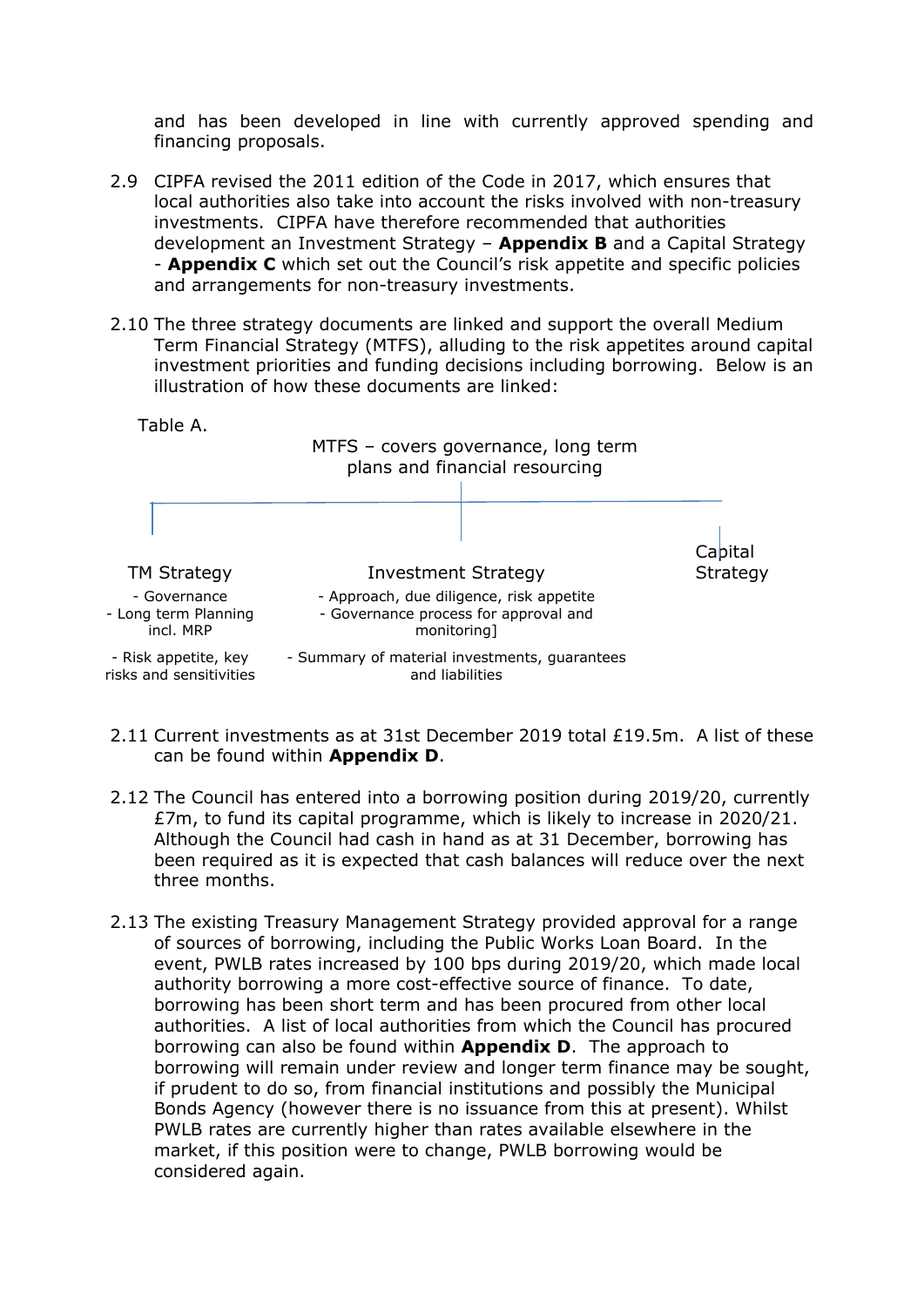and has been developed in line with currently approved spending and financing proposals.

2.9 CIPFA revised the 2011 edition of the Code in 2017, which ensures that local authorities also take into account the risks involved with non-treasury investments. CIPFA have therefore recommended that authorities development an Investment Strategy – **Appendix B** and a Capital Strategy - **Appendix C** which set out the Council's risk appetite and specific policies and arrangements for non-treasury investments.

2.10 The three strategy documents are linked and support the overall Medium Term Financial Strategy (MTFS), alluding to the risk appetites around capital investment priorities and funding decisions including borrowing. Below is an illustration of how these documents are linked:

Table A.

MTFS – covers governance, long term plans and financial resourcing

| TM Strategy | Investment Strategy | Capital Strategy |
|---|---|---|
| - Governance<br>- Long term Planning incl. MRP | - Approach, due diligence, risk appetite<br>- Governance process for approval and monitoring] | |
| - Risk appetite, key risks and sensitivities | - Summary of material investments, guarantees and liabilities | |

2.11 Current investments as at 31st December 2019 total £19.5m. A list of these can be found within **Appendix D**.

2.12 The Council has entered into a borrowing position during 2019/20, currently £7m, to fund its capital programme, which is likely to increase in 2020/21. Although the Council had cash in hand as at 31 December, borrowing has been required as it is expected that cash balances will reduce over the next three months.

2.13 The existing Treasury Management Strategy provided approval for a range of sources of borrowing, including the Public Works Loan Board. In the event, PWLB rates increased by 100 bps during 2019/20, which made local authority borrowing a more cost-effective source of finance. To date, borrowing has been short term and has been procured from other local authorities. A list of local authorities from which the Council has procured borrowing can also be found within **Appendix D**. The approach to borrowing will remain under review and longer term finance may be sought, if prudent to do so, from financial institutions and possibly the Municipal Bonds Agency (however there is no issuance from this at present). Whilst PWLB rates are currently higher than rates available elsewhere in the market, if this position were to change, PWLB borrowing would be considered again.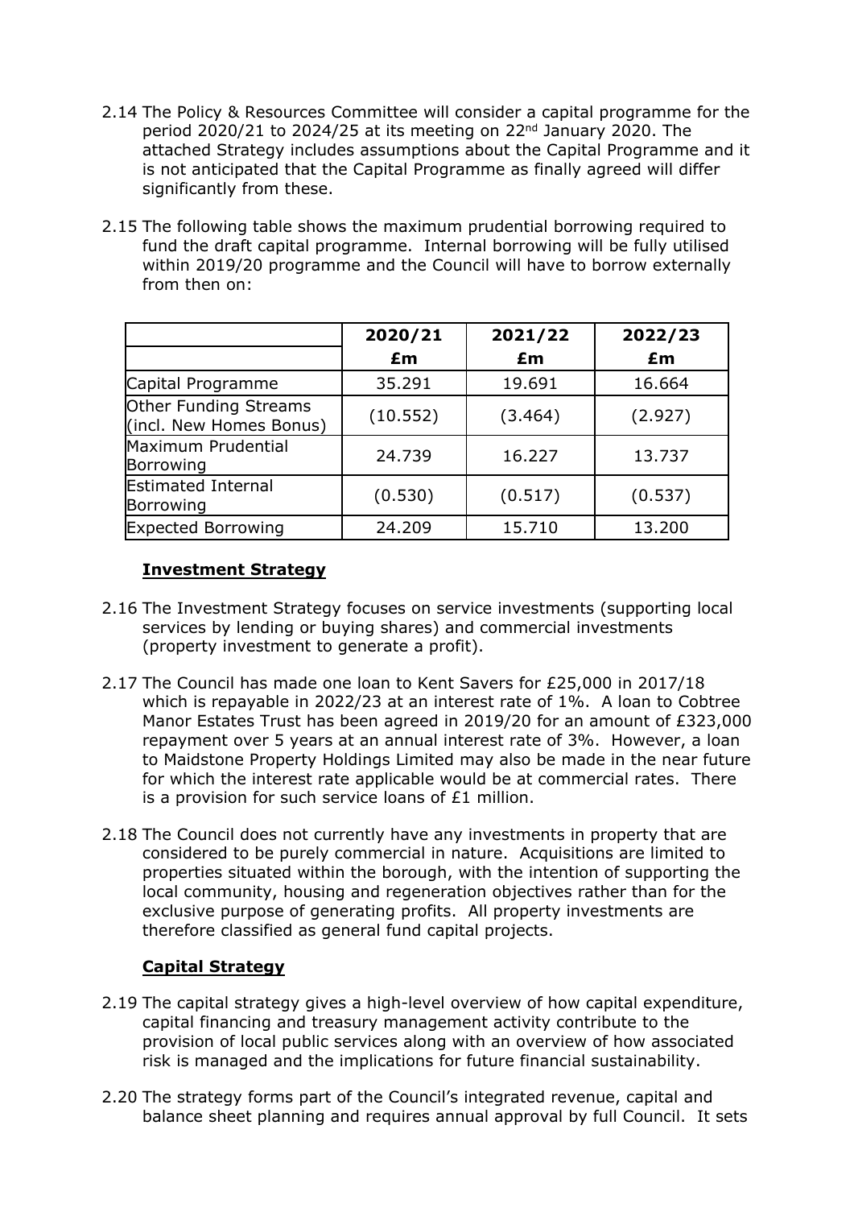2.14 The Policy & Resources Committee will consider a capital programme for the period 2020/21 to 2024/25 at its meeting on 22nd January 2020. The attached Strategy includes assumptions about the Capital Programme and it is not anticipated that the Capital Programme as finally agreed will differ significantly from these.

2.15 The following table shows the maximum prudential borrowing required to fund the draft capital programme. Internal borrowing will be fully utilised within 2019/20 programme and the Council will have to borrow externally from then on:

| | 2020/21 | 2021/22 | 2022/23 |
|---|---|---|---|
| | £m | £m | £m |
| Capital Programme | 35.291 | 19.691 | 16.664 |
| Other Funding Streams (incl. New Homes Bonus) | (10.552) | (3.464) | (2.927) |
| Maximum Prudential Borrowing | 24.739 | 16.227 | 13.737 |
| Estimated Internal Borrowing | (0.530) | (0.517) | (0.537) |
| Expected Borrowing | 24.209 | 15.710 | 13.200 |

**Investment Strategy**

2.16 The Investment Strategy focuses on service investments (supporting local services by lending or buying shares) and commercial investments (property investment to generate a profit).

2.17 The Council has made one loan to Kent Savers for £25,000 in 2017/18 which is repayable in 2022/23 at an interest rate of 1%. A loan to Cobtree Manor Estates Trust has been agreed in 2019/20 for an amount of £323,000 repayment over 5 years at an annual interest rate of 3%. However, a loan to Maidstone Property Holdings Limited may also be made in the near future for which the interest rate applicable would be at commercial rates. There is a provision for such service loans of £1 million.

2.18 The Council does not currently have any investments in property that are considered to be purely commercial in nature. Acquisitions are limited to properties situated within the borough, with the intention of supporting the local community, housing and regeneration objectives rather than for the exclusive purpose of generating profits. All property investments are therefore classified as general fund capital projects.

**Capital Strategy**

2.19 The capital strategy gives a high-level overview of how capital expenditure, capital financing and treasury management activity contribute to the provision of local public services along with an overview of how associated risk is managed and the implications for future financial sustainability.

2.20 The strategy forms part of the Council's integrated revenue, capital and balance sheet planning and requires annual approval by full Council. It sets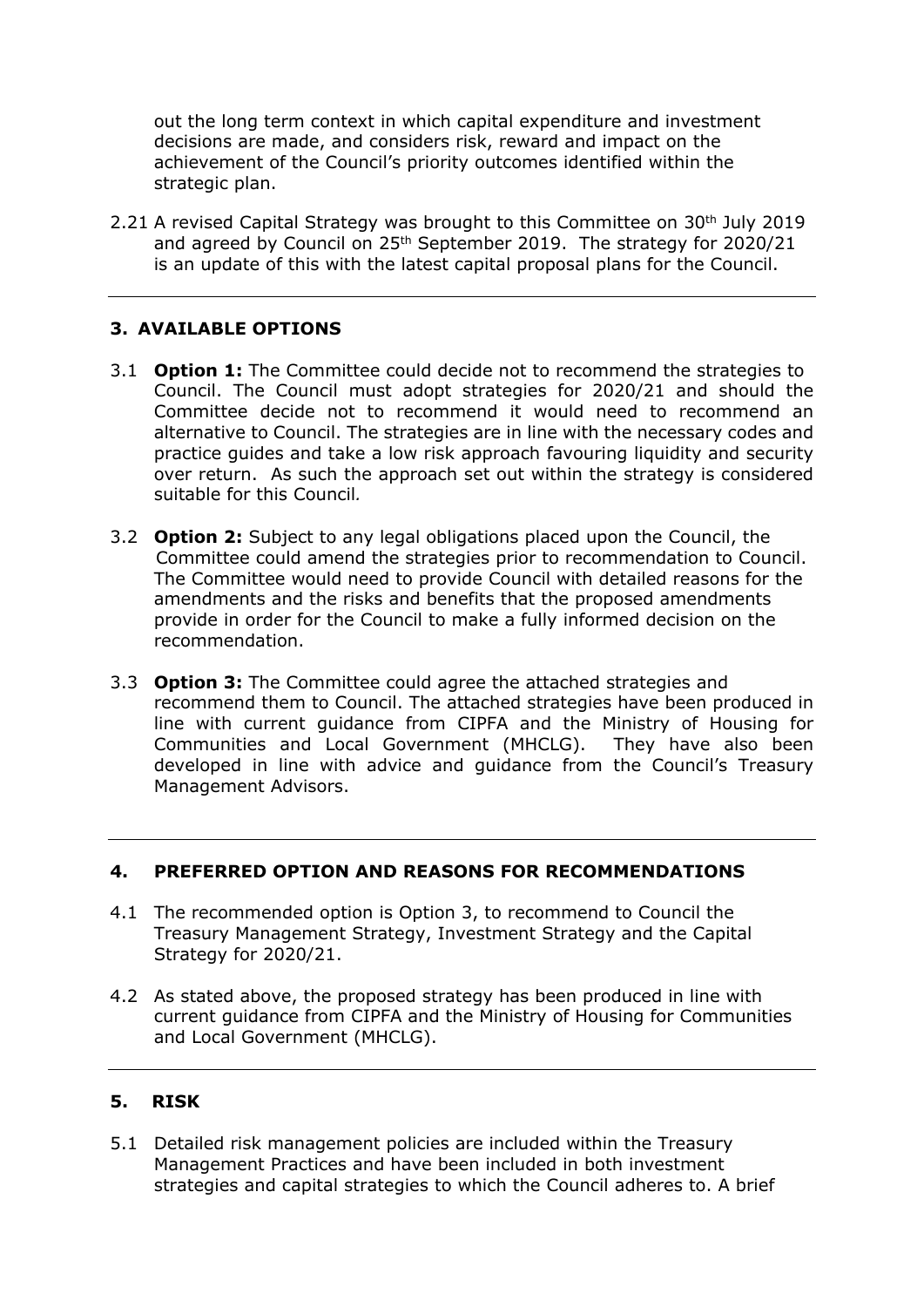out the long term context in which capital expenditure and investment decisions are made, and considers risk, reward and impact on the achievement of the Council's priority outcomes identified within the strategic plan.

2.21 A revised Capital Strategy was brought to this Committee on 30th July 2019 and agreed by Council on 25th September 2019. The strategy for 2020/21 is an update of this with the latest capital proposal plans for the Council.

## 3. AVAILABLE OPTIONS

3.1 **Option 1:** The Committee could decide not to recommend the strategies to Council. The Council must adopt strategies for 2020/21 and should the Committee decide not to recommend it would need to recommend an alternative to Council. The strategies are in line with the necessary codes and practice guides and take a low risk approach favouring liquidity and security over return. As such the approach set out within the strategy is considered suitable for this Council.

3.2 **Option 2:** Subject to any legal obligations placed upon the Council, the Committee could amend the strategies prior to recommendation to Council. The Committee would need to provide Council with detailed reasons for the amendments and the risks and benefits that the proposed amendments provide in order for the Council to make a fully informed decision on the recommendation.

3.3 **Option 3:** The Committee could agree the attached strategies and recommend them to Council. The attached strategies have been produced in line with current guidance from CIPFA and the Ministry of Housing for Communities and Local Government (MHCLG). They have also been developed in line with advice and guidance from the Council's Treasury Management Advisors.

## 4. PREFERRED OPTION AND REASONS FOR RECOMMENDATIONS

4.1 The recommended option is Option 3, to recommend to Council the Treasury Management Strategy, Investment Strategy and the Capital Strategy for 2020/21.

4.2 As stated above, the proposed strategy has been produced in line with current guidance from CIPFA and the Ministry of Housing for Communities and Local Government (MHCLG).

## 5. RISK

5.1 Detailed risk management policies are included within the Treasury Management Practices and have been included in both investment strategies and capital strategies to which the Council adheres to. A brief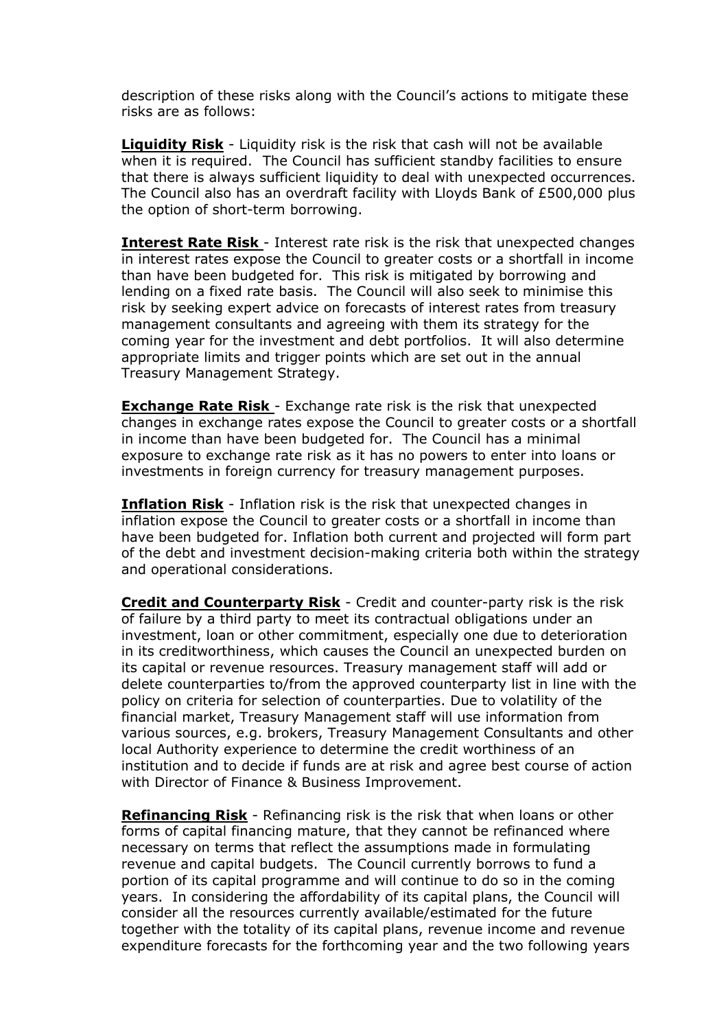description of these risks along with the Council's actions to mitigate these risks are as follows:

**Liquidity Risk** - Liquidity risk is the risk that cash will not be available when it is required. The Council has sufficient standby facilities to ensure that there is always sufficient liquidity to deal with unexpected occurrences. The Council also has an overdraft facility with Lloyds Bank of £500,000 plus the option of short-term borrowing.

**Interest Rate Risk** - Interest rate risk is the risk that unexpected changes in interest rates expose the Council to greater costs or a shortfall in income than have been budgeted for. This risk is mitigated by borrowing and lending on a fixed rate basis. The Council will also seek to minimise this risk by seeking expert advice on forecasts of interest rates from treasury management consultants and agreeing with them its strategy for the coming year for the investment and debt portfolios. It will also determine appropriate limits and trigger points which are set out in the annual Treasury Management Strategy.

**Exchange Rate Risk** - Exchange rate risk is the risk that unexpected changes in exchange rates expose the Council to greater costs or a shortfall in income than have been budgeted for. The Council has a minimal exposure to exchange rate risk as it has no powers to enter into loans or investments in foreign currency for treasury management purposes.

**Inflation Risk** - Inflation risk is the risk that unexpected changes in inflation expose the Council to greater costs or a shortfall in income than have been budgeted for. Inflation both current and projected will form part of the debt and investment decision-making criteria both within the strategy and operational considerations.

**Credit and Counterparty Risk** - Credit and counter-party risk is the risk of failure by a third party to meet its contractual obligations under an investment, loan or other commitment, especially one due to deterioration in its creditworthiness, which causes the Council an unexpected burden on its capital or revenue resources. Treasury management staff will add or delete counterparties to/from the approved counterparty list in line with the policy on criteria for selection of counterparties. Due to volatility of the financial market, Treasury Management staff will use information from various sources, e.g. brokers, Treasury Management Consultants and other local Authority experience to determine the credit worthiness of an institution and to decide if funds are at risk and agree best course of action with Director of Finance & Business Improvement.

**Refinancing Risk** - Refinancing risk is the risk that when loans or other forms of capital financing mature, that they cannot be refinanced where necessary on terms that reflect the assumptions made in formulating revenue and capital budgets. The Council currently borrows to fund a portion of its capital programme and will continue to do so in the coming years. In considering the affordability of its capital plans, the Council will consider all the resources currently available/estimated for the future together with the totality of its capital plans, revenue income and revenue expenditure forecasts for the forthcoming year and the two following years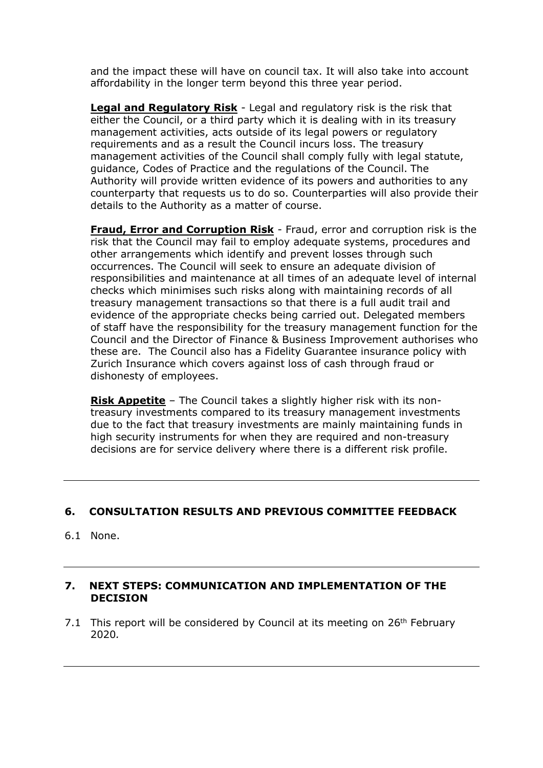and the impact these will have on council tax. It will also take into account affordability in the longer term beyond this three year period.

**Legal and Regulatory Risk** - Legal and regulatory risk is the risk that either the Council, or a third party which it is dealing with in its treasury management activities, acts outside of its legal powers or regulatory requirements and as a result the Council incurs loss. The treasury management activities of the Council shall comply fully with legal statute, guidance, Codes of Practice and the regulations of the Council. The Authority will provide written evidence of its powers and authorities to any counterparty that requests us to do so. Counterparties will also provide their details to the Authority as a matter of course.

**Fraud, Error and Corruption Risk** - Fraud, error and corruption risk is the risk that the Council may fail to employ adequate systems, procedures and other arrangements which identify and prevent losses through such occurrences. The Council will seek to ensure an adequate division of responsibilities and maintenance at all times of an adequate level of internal checks which minimises such risks along with maintaining records of all treasury management transactions so that there is a full audit trail and evidence of the appropriate checks being carried out. Delegated members of staff have the responsibility for the treasury management function for the Council and the Director of Finance & Business Improvement authorises who these are. The Council also has a Fidelity Guarantee insurance policy with Zurich Insurance which covers against loss of cash through fraud or dishonesty of employees.

**Risk Appetite** – The Council takes a slightly higher risk with its non-treasury investments compared to its treasury management investments due to the fact that treasury investments are mainly maintaining funds in high security instruments for when they are required and non-treasury decisions are for service delivery where there is a different risk profile.

---

## 6. CONSULTATION RESULTS AND PREVIOUS COMMITTEE FEEDBACK

6.1 None.

---

## 7. NEXT STEPS: COMMUNICATION AND IMPLEMENTATION OF THE DECISION

7.1 This report will be considered by Council at its meeting on 26th February 2020*.*

---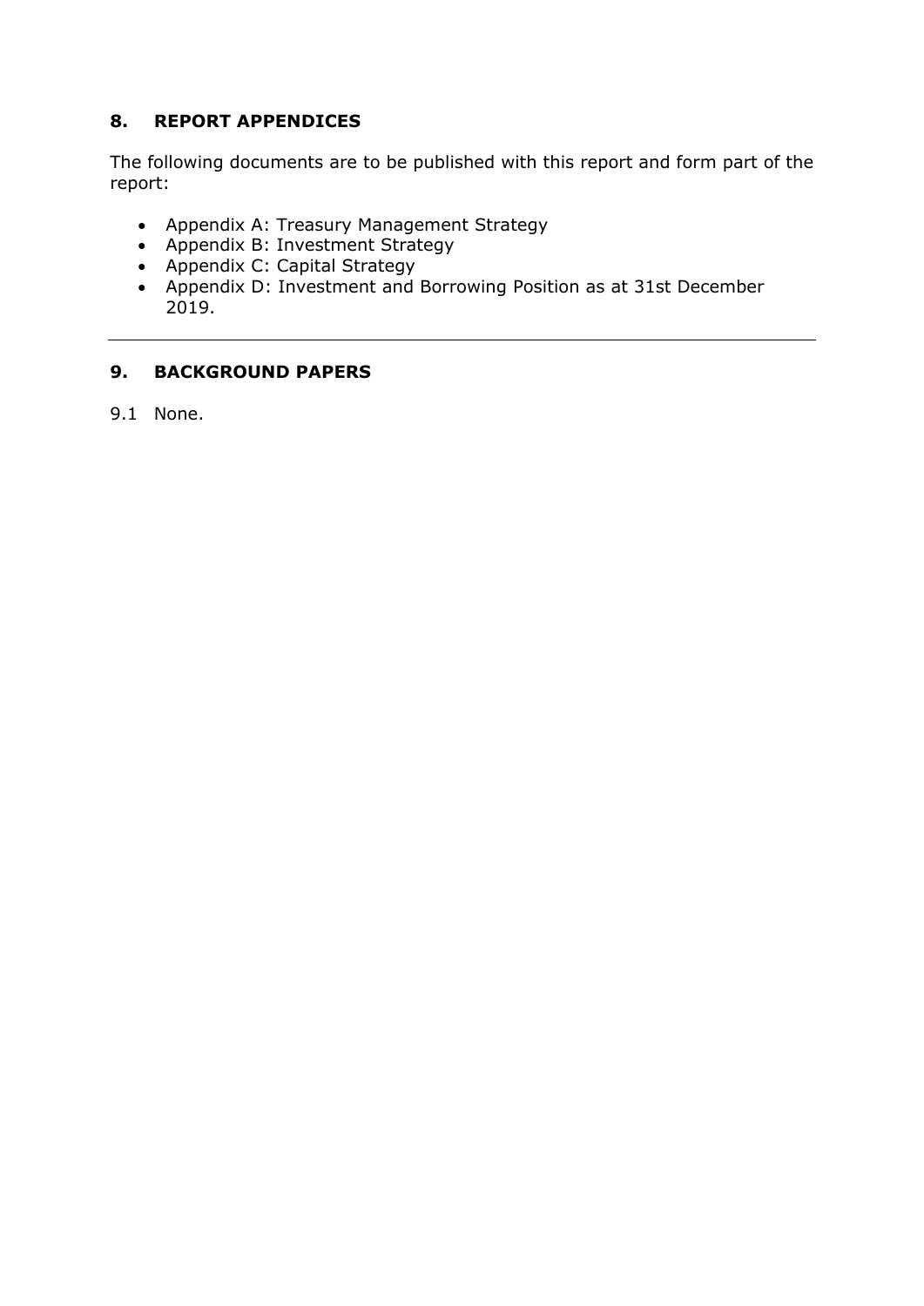## 8. REPORT APPENDICES

The following documents are to be published with this report and form part of the report:

- Appendix A: Treasury Management Strategy
- Appendix B: Investment Strategy
- Appendix C: Capital Strategy
- Appendix D: Investment and Borrowing Position as at 31st December 2019.

---

## 9. BACKGROUND PAPERS

9.1 None.